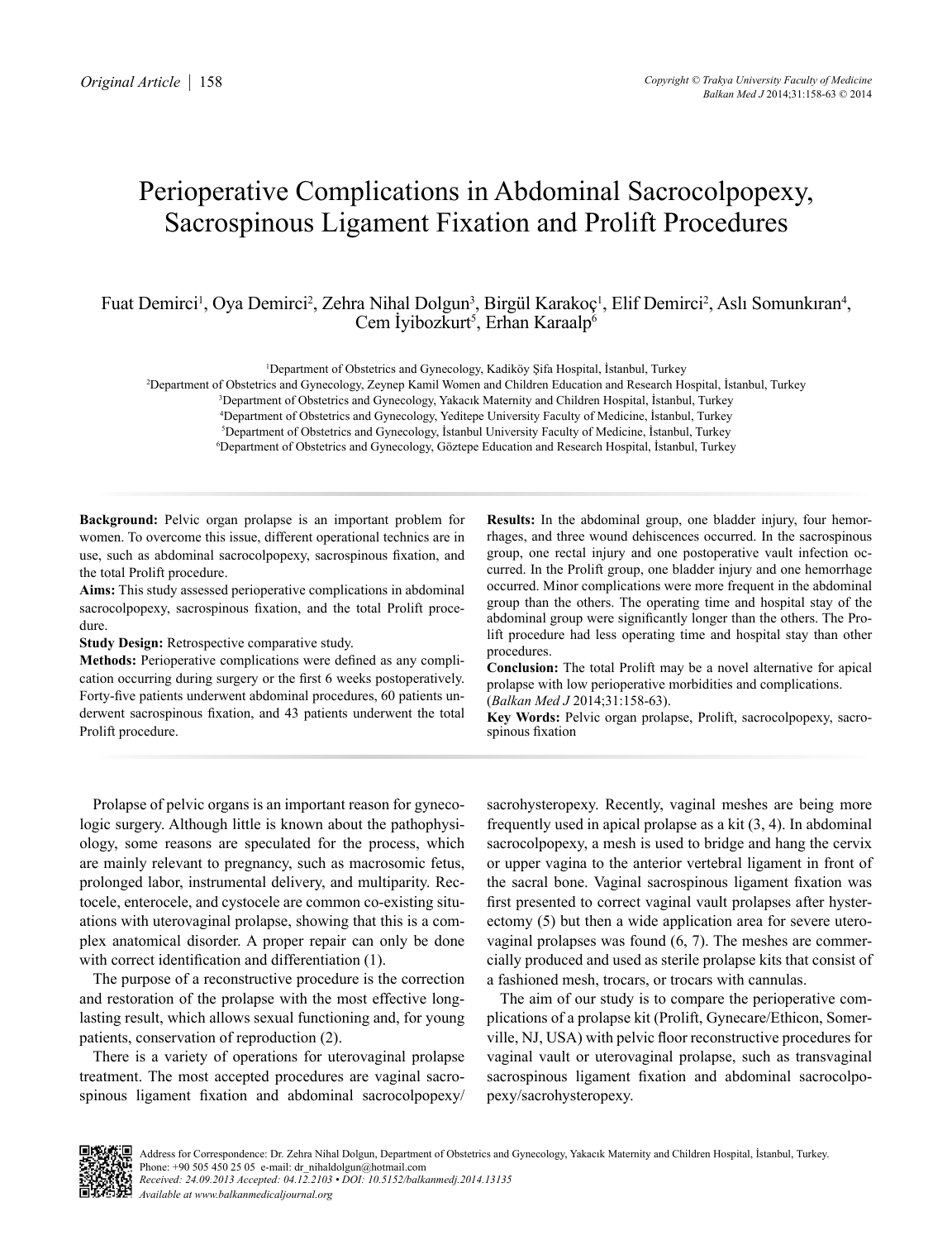# Perioperative Complications in Abdominal Sacrocolpopexy, Sacrospinous Ligament Fixation and Prolift Procedures

Fuat Demirci[1], Oya Demirci[2], Zehra Nihal Dolgun[3], Birgül Karakoç[1], Elif Demirci[2], Aslı Somunkıran[4], Cem İyibozkurt[5], Erhan Karaalp[6]

[1]Department of Obstetrics and Gynecology, Kadiköy Şifa Hospital, İstanbul, Turkey
[2]Department of Obstetrics and Gynecology, Zeynep Kamil Women and Children Education and Research Hospital, İstanbul, Turkey
[3]Department of Obstetrics and Gynecology, Yakacık Maternity and Children Hospital, İstanbul, Turkey
[4]Department of Obstetrics and Gynecology, Yeditepe University Faculty of Medicine, İstanbul, Turkey
[5]Department of Obstetrics and Gynecology, İstanbul University Faculty of Medicine, İstanbul, Turkey
[6]Department of Obstetrics and Gynecology, Göztepe Education and Research Hospital, İstanbul, Turkey

**Background:** Pelvic organ prolapse is an important problem for women. To overcome this issue, different operational technics are in use, such as abdominal sacrocolpopexy, sacrospinous fixation, and the total Prolift procedure.

**Aims:** This study assessed perioperative complications in abdominal sacrocolpopexy, sacrospinous fixation, and the total Prolift procedure.

**Study Design:** Retrospective comparative study.

**Methods:** Perioperative complications were defined as any complication occurring during surgery or the first 6 weeks postoperatively. Forty-five patients underwent abdominal procedures, 60 patients underwent sacrospinous fixation, and 43 patients underwent the total Prolift procedure.

**Results:** In the abdominal group, one bladder injury, four hemorrhages, and three wound dehiscences occurred. In the sacrospinous group, one rectal injury and one postoperative vault infection occurred. In the Prolift group, one bladder injury and one hemorrhage occurred. Minor complications were more frequent in the abdominal group than the others. The operating time and hospital stay of the abdominal group were significantly longer than the others. The Prolift procedure had less operating time and hospital stay than other procedures.

**Conclusion:** The total Prolift may be a novel alternative for apical prolapse with low perioperative morbidities and complications.
(*Balkan Med J* 2014;31:158-63).

**Key Words:** Pelvic organ prolapse, Prolift, sacrocolpopexy, sacrospinous fixation

Prolapse of pelvic organs is an important reason for gynecologic surgery. Although little is known about the pathophysiology, some reasons are speculated for the process, which are mainly relevant to pregnancy, such as macrosomic fetus, prolonged labor, instrumental delivery, and multiparity. Rectocele, enterocele, and cystocele are common co-existing situations with uterovaginal prolapse, showing that this is a complex anatomical disorder. A proper repair can only be done with correct identification and differentiation (1).

The purpose of a reconstructive procedure is the correction and restoration of the prolapse with the most effective long-lasting result, which allows sexual functioning and, for young patients, conservation of reproduction (2).

There is a variety of operations for uterovaginal prolapse treatment. The most accepted procedures are vaginal sacrospinous ligament fixation and abdominal sacrocolpopexy/sacrohysteropexy. Recently, vaginal meshes are being more frequently used in apical prolapse as a kit (3, 4). In abdominal sacrocolpopexy, a mesh is used to bridge and hang the cervix or upper vagina to the anterior vertebral ligament in front of the sacral bone. Vaginal sacrospinous ligament fixation was first presented to correct vaginal vault prolapses after hysterectomy (5) but then a wide application area for severe uterovaginal prolapses was found (6, 7). The meshes are commercially produced and used as sterile prolapse kits that consist of a fashioned mesh, trocars, or trocars with cannulas.

The aim of our study is to compare the perioperative complications of a prolapse kit (Prolift, Gynecare/Ethicon, Somerville, NJ, USA) with pelvic floor reconstructive procedures for vaginal vault or uterovaginal prolapse, such as transvaginal sacrospinous ligament fixation and abdominal sacrocolpopexy/sacrohysteropexy.

Address for Correspondence: Dr. Zehra Nihal Dolgun, Department of Obstetrics and Gynecology, Yakacık Maternity and Children Hospital, İstanbul, Turkey.
Phone: +90 505 450 25 05 e-mail: dr_nihaldolgun@hotmail.com
*Received: 24.09.2013 Accepted: 04.12.2103 • DOI: 10.5152/balkanmedj.2014.13135*
*Available at www.balkanmedicaljournal.org*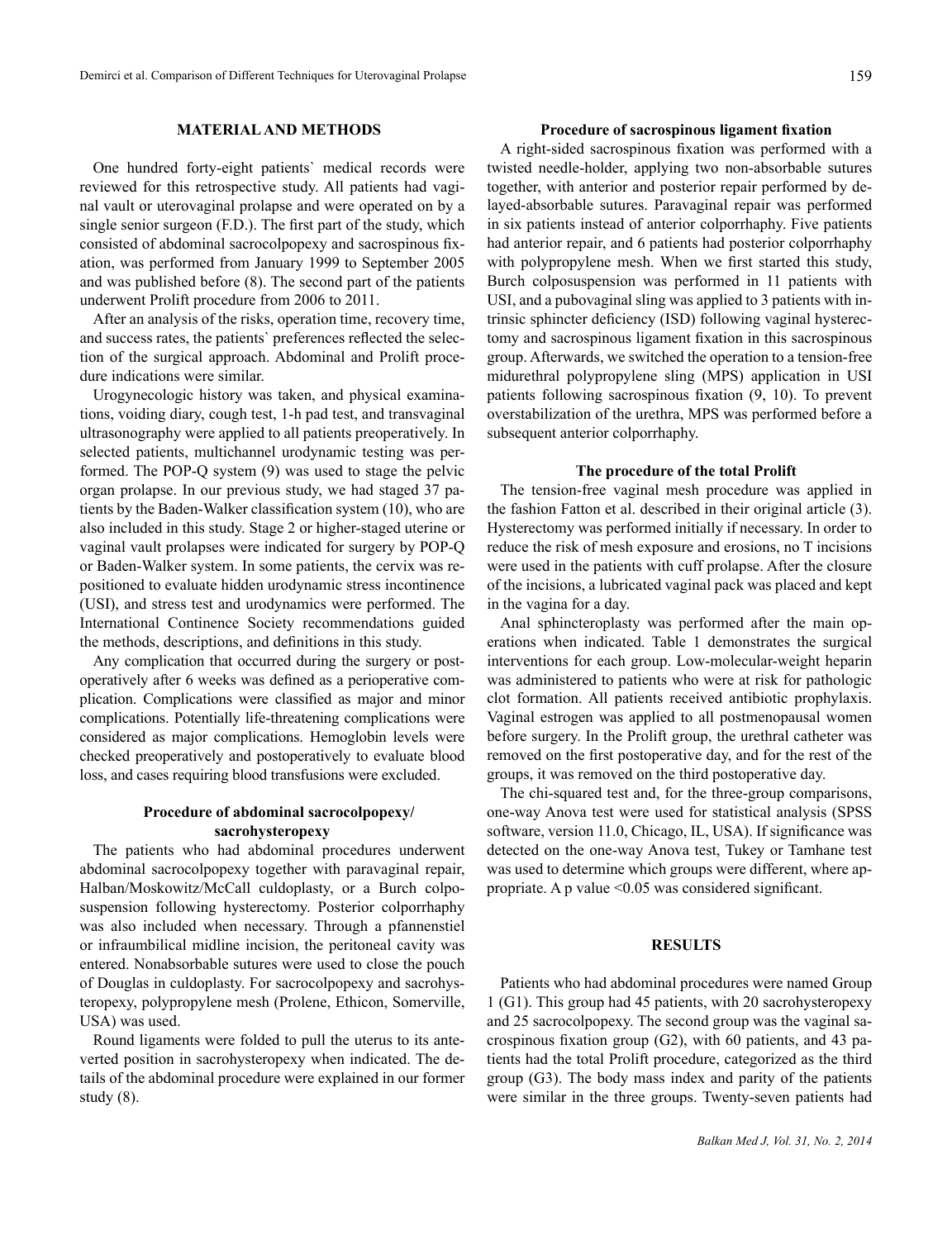## MATERIAL AND METHODS

One hundred forty-eight patients` medical records were reviewed for this retrospective study. All patients had vaginal vault or uterovaginal prolapse and were operated on by a single senior surgeon (F.D.). The first part of the study, which consisted of abdominal sacrocolpopexy and sacrospinous fixation, was performed from January 1999 to September 2005 and was published before (8). The second part of the patients underwent Prolift procedure from 2006 to 2011.

After an analysis of the risks, operation time, recovery time, and success rates, the patients` preferences reflected the selection of the surgical approach. Abdominal and Prolift procedure indications were similar.

Urogynecologic history was taken, and physical examinations, voiding diary, cough test, 1-h pad test, and transvaginal ultrasonography were applied to all patients preoperatively. In selected patients, multichannel urodynamic testing was performed. The POP-Q system (9) was used to stage the pelvic organ prolapse. In our previous study, we had staged 37 patients by the Baden-Walker classification system (10), who are also included in this study. Stage 2 or higher-staged uterine or vaginal vault prolapses were indicated for surgery by POP-Q or Baden-Walker system. In some patients, the cervix was repositioned to evaluate hidden urodynamic stress incontinence (USI), and stress test and urodynamics were performed. The International Continence Society recommendations guided the methods, descriptions, and definitions in this study.

Any complication that occurred during the surgery or postoperatively after 6 weeks was defined as a perioperative complication. Complications were classified as major and minor complications. Potentially life-threatening complications were considered as major complications. Hemoglobin levels were checked preoperatively and postoperatively to evaluate blood loss, and cases requiring blood transfusions were excluded.

### Procedure of abdominal sacrocolpopexy/ sacrohysteropexy

The patients who had abdominal procedures underwent abdominal sacrocolpopexy together with paravaginal repair, Halban/Moskowitz/McCall culdoplasty, or a Burch colposuspension following hysterectomy. Posterior colporrhaphy was also included when necessary. Through a pfannenstiel or infraumbilical midline incision, the peritoneal cavity was entered. Nonabsorbable sutures were used to close the pouch of Douglas in culdoplasty. For sacrocolpopexy and sacrohysteropexy, polypropylene mesh (Prolene, Ethicon, Somerville, USA) was used.

Round ligaments were folded to pull the uterus to its anteverted position in sacrohysteropexy when indicated. The details of the abdominal procedure were explained in our former study (8).

### Procedure of sacrospinous ligament fixation

A right-sided sacrospinous fixation was performed with a twisted needle-holder, applying two non-absorbable sutures together, with anterior and posterior repair performed by delayed-absorbable sutures. Paravaginal repair was performed in six patients instead of anterior colporrhaphy. Five patients had anterior repair, and 6 patients had posterior colporrhaphy with polypropylene mesh. When we first started this study, Burch colposuspension was performed in 11 patients with USI, and a pubovaginal sling was applied to 3 patients with intrinsic sphincter deficiency (ISD) following vaginal hysterectomy and sacrospinous ligament fixation in this sacrospinous group. Afterwards, we switched the operation to a tension-free midurethral polypropylene sling (MPS) application in USI patients following sacrospinous fixation (9, 10). To prevent overstabilization of the urethra, MPS was performed before a subsequent anterior colporrhaphy.

### The procedure of the total Prolift

The tension-free vaginal mesh procedure was applied in the fashion Fatton et al. described in their original article (3). Hysterectomy was performed initially if necessary. In order to reduce the risk of mesh exposure and erosions, no T incisions were used in the patients with cuff prolapse. After the closure of the incisions, a lubricated vaginal pack was placed and kept in the vagina for a day.

Anal sphincteroplasty was performed after the main operations when indicated. Table 1 demonstrates the surgical interventions for each group. Low-molecular-weight heparin was administered to patients who were at risk for pathologic clot formation. All patients received antibiotic prophylaxis. Vaginal estrogen was applied to all postmenopausal women before surgery. In the Prolift group, the urethral catheter was removed on the first postoperative day, and for the rest of the groups, it was removed on the third postoperative day.

The chi-squared test and, for the three-group comparisons, one-way Anova test were used for statistical analysis (SPSS software, version 11.0, Chicago, IL, USA). If significance was detected on the one-way Anova test, Tukey or Tamhane test was used to determine which groups were different, where appropriate. A p value <0.05 was considered significant.

## RESULTS

Patients who had abdominal procedures were named Group 1 (G1). This group had 45 patients, with 20 sacrohysteropexy and 25 sacrocolpopexy. The second group was the vaginal sacrospinous fixation group (G2), with 60 patients, and 43 patients had the total Prolift procedure, categorized as the third group (G3). The body mass index and parity of the patients were similar in the three groups. Twenty-seven patients had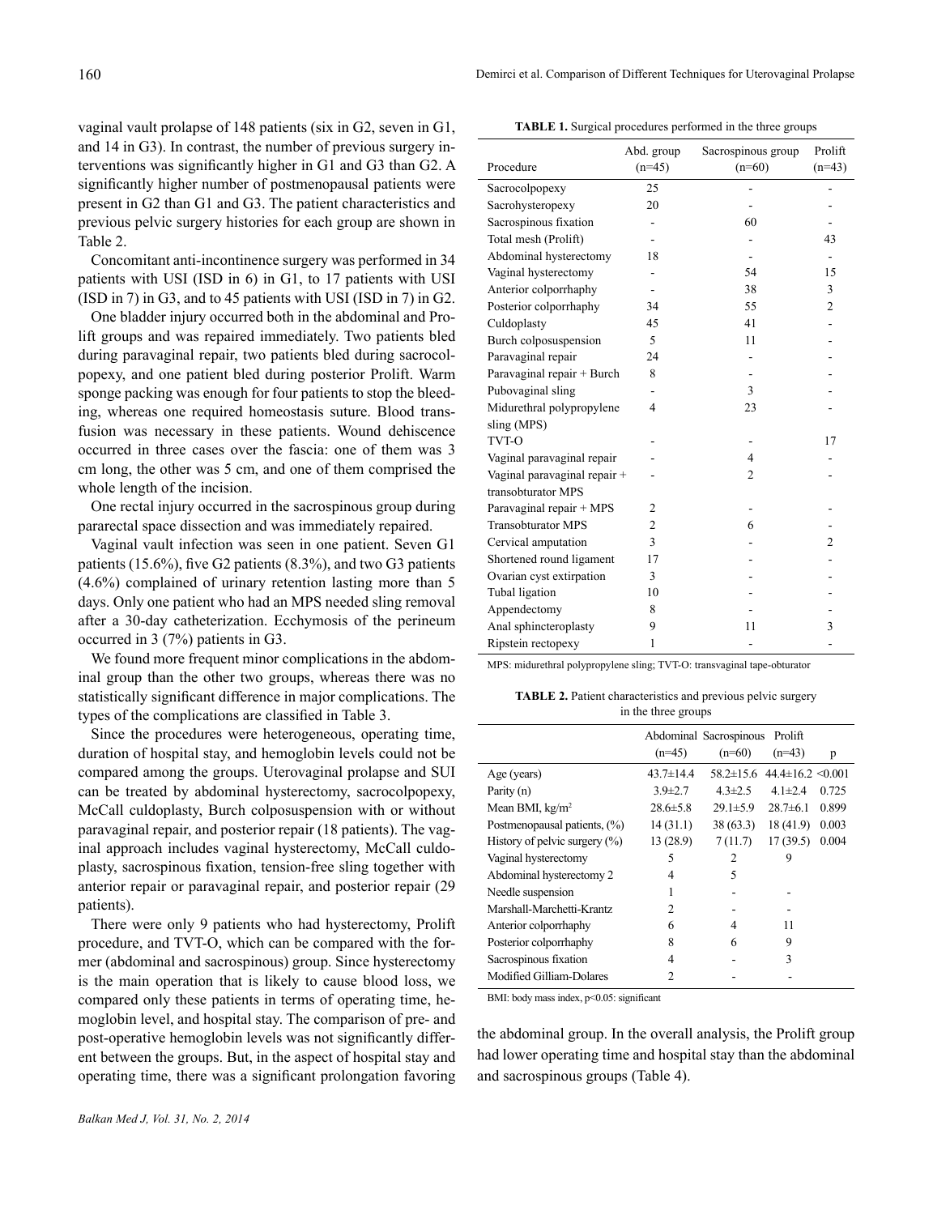vaginal vault prolapse of 148 patients (six in G2, seven in G1, and 14 in G3). In contrast, the number of previous surgery interventions was significantly higher in G1 and G3 than G2. A significantly higher number of postmenopausal patients were present in G2 than G1 and G3. The patient characteristics and previous pelvic surgery histories for each group are shown in Table 2.

Concomitant anti-incontinence surgery was performed in 34 patients with USI (ISD in 6) in G1, to 17 patients with USI (ISD in 7) in G3, and to 45 patients with USI (ISD in 7) in G2.

One bladder injury occurred both in the abdominal and Prolift groups and was repaired immediately. Two patients bled during paravaginal repair, two patients bled during sacrocolpopexy, and one patient bled during posterior Prolift. Warm sponge packing was enough for four patients to stop the bleeding, whereas one required homeostasis suture. Blood transfusion was necessary in these patients. Wound dehiscence occurred in three cases over the fascia: one of them was 3 cm long, the other was 5 cm, and one of them comprised the whole length of the incision.

One rectal injury occurred in the sacrospinous group during pararectal space dissection and was immediately repaired.

Vaginal vault infection was seen in one patient. Seven G1 patients (15.6%), five G2 patients (8.3%), and two G3 patients (4.6%) complained of urinary retention lasting more than 5 days. Only one patient who had an MPS needed sling removal after a 30-day catheterization. Ecchymosis of the perineum occurred in 3 (7%) patients in G3.

We found more frequent minor complications in the abdominal group than the other two groups, whereas there was no statistically significant difference in major complications. The types of the complications are classified in Table 3.

Since the procedures were heterogeneous, operating time, duration of hospital stay, and hemoglobin levels could not be compared among the groups. Uterovaginal prolapse and SUI can be treated by abdominal hysterectomy, sacrocolpopexy, McCall culdoplasty, Burch colposuspension with or without paravaginal repair, and posterior repair (18 patients). The vaginal approach includes vaginal hysterectomy, McCall culdoplasty, sacrospinous fixation, tension-free sling together with anterior repair or paravaginal repair, and posterior repair (29 patients).

There were only 9 patients who had hysterectomy, Prolift procedure, and TVT-O, which can be compared with the former (abdominal and sacrospinous) group. Since hysterectomy is the main operation that is likely to cause blood loss, we compared only these patients in terms of operating time, hemoglobin level, and hospital stay. The comparison of pre- and post-operative hemoglobin levels was not significantly different between the groups. But, in the aspect of hospital stay and operating time, there was a significant prolongation favoring the abdominal group. In the overall analysis, the Prolift group had lower operating time and hospital stay than the abdominal and sacrospinous groups (Table 4).

**TABLE 1.** Surgical procedures performed in the three groups

| Procedure | Abd. group (n=45) | Sacrospinous group (n=60) | Prolift (n=43) |
|---|---|---|---|
| Sacrocolpopexy | 25 | - | - |
| Sacrohysteropexy | 20 | - | - |
| Sacrospinous fixation | - | 60 | - |
| Total mesh (Prolift) | - | - | 43 |
| Abdominal hysterectomy | 18 | - | - |
| Vaginal hysterectomy | - | 54 | 15 |
| Anterior colporrhaphy | - | 38 | 3 |
| Posterior colporrhaphy | 34 | 55 | 2 |
| Culdoplasty | 45 | 41 | - |
| Burch colposuspension | 5 | 11 | - |
| Paravaginal repair | 24 | - | - |
| Paravaginal repair + Burch | 8 | - | - |
| Pubovaginal sling | - | 3 | - |
| Midurethral polypropylene sling (MPS) | 4 | 23 | - |
| TVT-O | - | - | 17 |
| Vaginal paravaginal repair | - | 4 | - |
| Vaginal paravaginal repair + transobturator MPS | - | 2 | - |
| Paravaginal repair + MPS | 2 | - | - |
| Transobturator MPS | 2 | 6 | - |
| Cervical amputation | 3 | - | 2 |
| Shortened round ligament | 17 | - | - |
| Ovarian cyst extirpation | 3 | - | - |
| Tubal ligation | 10 | - | - |
| Appendectomy | 8 | - | - |
| Anal sphincteroplasty | 9 | 11 | 3 |
| Ripstein rectopexy | 1 | - | - |

MPS: midurethral polypropylene sling; TVT-O: transvaginal tape-obturator

**TABLE 2.** Patient characteristics and previous pelvic surgery in the three groups

| | Abdominal (n=45) | Sacrospinous (n=60) | Prolift (n=43) | p |
|---|---|---|---|---|
| Age (years) | 43.7±14.4 | 58.2±15.6 | 44.4±16.2 | <0.001 |
| Parity (n) | 3.9±2.7 | 4.3±2.5 | 4.1±2.4 | 0.725 |
| Mean BMI, kg/m$^2$ | 28.6±5.8 | 29.1±5.9 | 28.7±6.1 | 0.899 |
| Postmenopausal patients, (%) | 14 (31.1) | 38 (63.3) | 18 (41.9) | 0.003 |
| History of pelvic surgery (%) | 13 (28.9) | 7 (11.7) | 17 (39.5) | 0.004 |
| Vaginal hysterectomy | 5 | 2 | 9 | |
| Abdominal hysterectomy 2 | 4 | 5 | | |
| Needle suspension | 1 | - | - | |
| Marshall-Marchetti-Krantz | 2 | - | - | |
| Anterior colporrhaphy | 6 | 4 | 11 | |
| Posterior colporrhaphy | 8 | 6 | 9 | |
| Sacrospinous fixation | 4 | - | 3 | |
| Modified Gilliam-Dolares | 2 | - | - | |

BMI: body mass index, p<0.05: significant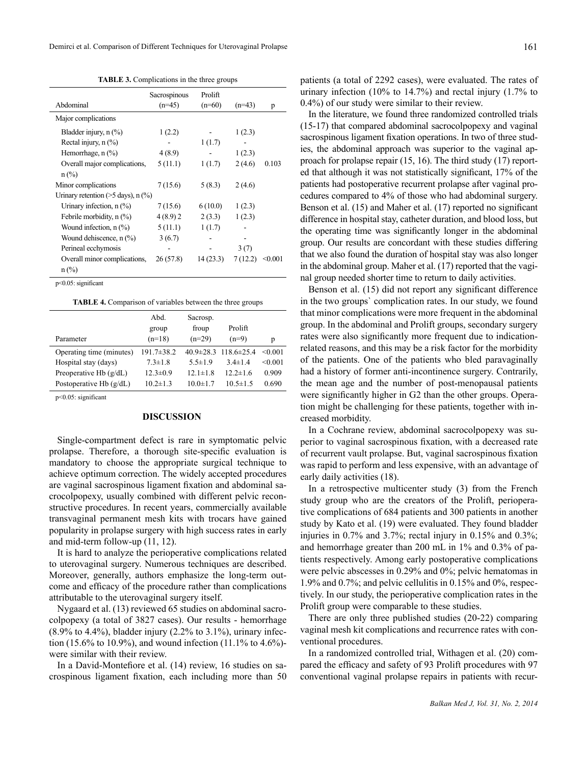**TABLE 3.** Complications in the three groups

| Abdominal | Sacrospinous (n=45) | Prolift (n=60) | (n=43) | p |
|---|---|---|---|---|
| Major complications | | | | |
| Bladder injury, n (%) | 1 (2.2) | - | 1 (2.3) | |
| Rectal injury, n (%) | - | 1 (1.7) | - | |
| Hemorrhage, n (%) | 4 (8.9) | - | 1 (2.3) | |
| Overall major complications, n (%) | 5 (11.1) | 1 (1.7) | 2 (4.6) | 0.103 |
| Minor complications | 7 (15.6) | 5 (8.3) | 2 (4.6) | |
| Urinary retention (>5 days), n (%) | | | | |
| Urinary infection, n (%) | 7 (15.6) | 6 (10.0) | 1 (2.3) | |
| Febrile morbidity, n (%) | 4 (8.9) 2 | 2 (3.3) | 1 (2.3) | |
| Wound infection, n (%) | 5 (11.1) | 1 (1.7) | - | |
| Wound dehiscence, n (%) | 3 (6.7) | - | - | |
| Perineal ecchymosis | - | - | 3 (7) | |
| Overall minor complications, n (%) | 26 (57.8) | 14 (23.3) | 7 (12.2) | <0.001 |

p<0.05: significant

**TABLE 4.** Comparison of variables between the three groups

| Parameter | Abd. group (n=18) | Sacrosp. froup (n=29) | Prolift (n=9) | p |
|---|---|---|---|---|
| Operating time (minutes) | 191.7±38.2 | 40.9±28.3 | 118.6±25.4 | <0.001 |
| Hospital stay (days) | 7.3±1.8 | 5.5±1.9 | 3.4±1.4 | <0.001 |
| Preoperative Hb (g/dL) | 12.3±0.9 | 12.1±1.8 | 12.2±1.6 | 0.909 |
| Postoperative Hb (g/dL) | 10.2±1.3 | 10.0±1.7 | 10.5±1.5 | 0.690 |

p<0.05: significant

## DISCUSSION

Single-compartment defect is rare in symptomatic pelvic prolapse. Therefore, a thorough site-specific evaluation is mandatory to choose the appropriate surgical technique to achieve optimum correction. The widely accepted procedures are vaginal sacrospinous ligament fixation and abdominal sacrocolpopexy, usually combined with different pelvic reconstructive procedures. In recent years, commercially available transvaginal permanent mesh kits with trocars have gained popularity in prolapse surgery with high success rates in early and mid-term follow-up (11, 12).

It is hard to analyze the perioperative complications related to uterovaginal surgery. Numerous techniques are described. Moreover, generally, authors emphasize the long-term outcome and efficacy of the procedure rather than complications attributable to the uterovaginal surgery itself.

Nygaard et al. (13) reviewed 65 studies on abdominal sacrocolpopexy (a total of 3827 cases). Our results - hemorrhage (8.9% to 4.4%), bladder injury (2.2% to 3.1%), urinary infection (15.6% to 10.9%), and wound infection (11.1% to 4.6%)- were similar with their review.

In a David-Montefiore et al. (14) review, 16 studies on sacrospinous ligament fixation, each including more than 50 patients (a total of 2292 cases), were evaluated. The rates of urinary infection (10% to 14.7%) and rectal injury (1.7% to 0.4%) of our study were similar to their review.

In the literature, we found three randomized controlled trials (15-17) that compared abdominal sacrocolpopexy and vaginal sacrospinous ligament fixation operations. In two of three studies, the abdominal approach was superior to the vaginal approach for prolapse repair (15, 16). The third study (17) reported that although it was not statistically significant, 17% of the patients had postoperative recurrent prolapse after vaginal procedures compared to 4% of those who had abdominal surgery. Benson et al. (15) and Maher et al. (17) reported no significant difference in hospital stay, catheter duration, and blood loss, but the operating time was significantly longer in the abdominal group. Our results are concordant with these studies differing that we also found the duration of hospital stay was also longer in the abdominal group. Maher et al. (17) reported that the vaginal group needed shorter time to return to daily activities.

Benson et al. (15) did not report any significant difference in the two groups` complication rates. In our study, we found that minor complications were more frequent in the abdominal group. In the abdominal and Prolift groups, secondary surgery rates were also significantly more frequent due to indication-related reasons, and this may be a risk factor for the morbidity of the patients. One of the patients who bled paravaginally had a history of former anti-incontinence surgery. Contrarily, the mean age and the number of post-menopausal patients were significantly higher in G2 than the other groups. Operation might be challenging for these patients, together with increased morbidity.

In a Cochrane review, abdominal sacrocolpopexy was superior to vaginal sacrospinous fixation, with a decreased rate of recurrent vault prolapse. But, vaginal sacrospinous fixation was rapid to perform and less expensive, with an advantage of early daily activities (18).

In a retrospective multicenter study (3) from the French study group who are the creators of the Prolift, perioperative complications of 684 patients and 300 patients in another study by Kato et al. (19) were evaluated. They found bladder injuries in 0.7% and 3.7%; rectal injury in 0.15% and 0.3%; and hemorrhage greater than 200 mL in 1% and 0.3% of patients respectively. Among early postoperative complications were pelvic abscesses in 0.29% and 0%; pelvic hematomas in 1.9% and 0.7%; and pelvic cellulitis in 0.15% and 0%, respectively. In our study, the perioperative complication rates in the Prolift group were comparable to these studies.

There are only three published studies (20-22) comparing vaginal mesh kit complications and recurrence rates with conventional procedures.

In a randomized controlled trial, Withagen et al. (20) compared the efficacy and safety of 93 Prolift procedures with 97 conventional vaginal prolapse repairs in patients with recur-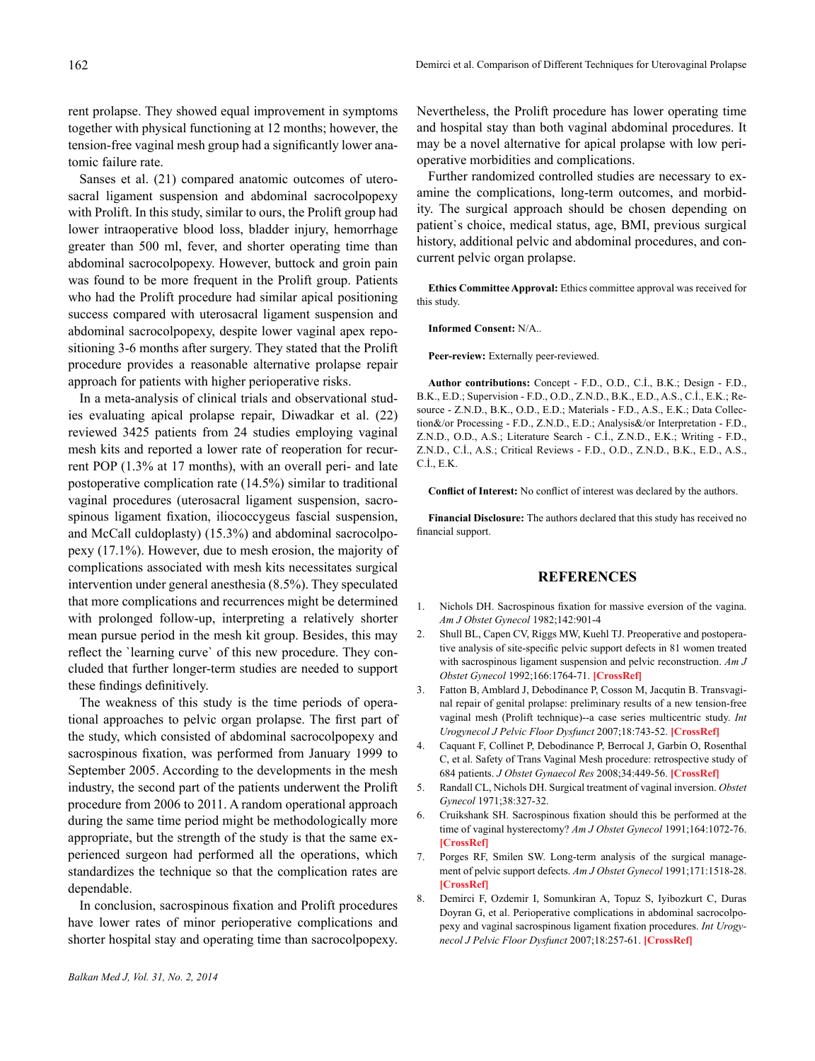rent prolapse. They showed equal improvement in symptoms together with physical functioning at 12 months; however, the tension-free vaginal mesh group had a significantly lower anatomic failure rate.

Sanses et al. (21) compared anatomic outcomes of uterosacral ligament suspension and abdominal sacrocolpopexy with Prolift. In this study, similar to ours, the Prolift group had lower intraoperative blood loss, bladder injury, hemorrhage greater than 500 ml, fever, and shorter operating time than abdominal sacrocolpopexy. However, buttock and groin pain was found to be more frequent in the Prolift group. Patients who had the Prolift procedure had similar apical positioning success compared with uterosacral ligament suspension and abdominal sacrocolpopexy, despite lower vaginal apex repositioning 3-6 months after surgery. They stated that the Prolift procedure provides a reasonable alternative prolapse repair approach for patients with higher perioperative risks.

In a meta-analysis of clinical trials and observational studies evaluating apical prolapse repair, Diwadkar et al. (22) reviewed 3425 patients from 24 studies employing vaginal mesh kits and reported a lower rate of reoperation for recurrent POP (1.3% at 17 months), with an overall peri- and late postoperative complication rate (14.5%) similar to traditional vaginal procedures (uterosacral ligament suspension, sacrospinous ligament fixation, iliococcygeus fascial suspension, and McCall culdoplasty) (15.3%) and abdominal sacrocolpopexy (17.1%). However, due to mesh erosion, the majority of complications associated with mesh kits necessitates surgical intervention under general anesthesia (8.5%). They speculated that more complications and recurrences might be determined with prolonged follow-up, interpreting a relatively shorter mean pursue period in the mesh kit group. Besides, this may reflect the `learning curve` of this new procedure. They concluded that further longer-term studies are needed to support these findings definitively.

The weakness of this study is the time periods of operational approaches to pelvic organ prolapse. The first part of the study, which consisted of abdominal sacrocolpopexy and sacrospinous fixation, was performed from January 1999 to September 2005. According to the developments in the mesh industry, the second part of the patients underwent the Prolift procedure from 2006 to 2011. A random operational approach during the same time period might be methodologically more appropriate, but the strength of the study is that the same experienced surgeon had performed all the operations, which standardizes the technique so that the complication rates are dependable.

In conclusion, sacrospinous fixation and Prolift procedures have lower rates of minor perioperative complications and shorter hospital stay and operating time than sacrocolpopexy. Nevertheless, the Prolift procedure has lower operating time and hospital stay than both vaginal abdominal procedures. It may be a novel alternative for apical prolapse with low perioperative morbidities and complications.

Further randomized controlled studies are necessary to examine the complications, long-term outcomes, and morbidity. The surgical approach should be chosen depending on patient`s choice, medical status, age, BMI, previous surgical history, additional pelvic and abdominal procedures, and concurrent pelvic organ prolapse.

**Ethics Committee Approval:** Ethics committee approval was received for this study.

**Informed Consent:** N/A..

**Peer-review:** Externally peer-reviewed.

**Author contributions:** Concept - F.D., O.D., C.İ., B.K.; Design - F.D., B.K., E.D.; Supervision - F.D., O.D., Z.N.D., B.K., E.D., A.S., C.İ., E.K.; Resource - Z.N.D., B.K., O.D., E.D.; Materials - F.D., A.S., E.K.; Data Collection&/or Processing - F.D., Z.N.D., E.D.; Analysis&/or Interpretation - F.D., Z.N.D., O.D., A.S.; Literature Search - C.İ., Z.N.D., E.K.; Writing - F.D., Z.N.D., C.İ., A.S.; Critical Reviews - F.D., O.D., Z.N.D., B.K., E.D., A.S., C.İ., E.K.

**Conflict of Interest:** No conflict of interest was declared by the authors.

**Financial Disclosure:** The authors declared that this study has received no financial support.

## REFERENCES

1. Nichols DH. Sacrospinous fixation for massive eversion of the vagina. *Am J Obstet Gynecol* 1982;142:901-4
2. Shull BL, Capen CV, Riggs MW, Kuehl TJ. Preoperative and postoperative analysis of site-specific pelvic support defects in 81 women treated with sacrospinous ligament suspension and pelvic reconstruction. *Am J Obstet Gynecol* 1992;166:1764-71. **[CrossRef]**
3. Fatton B, Amblard J, Debodinance P, Cosson M, Jacqutin B. Transvaginal repair of genital prolapse: preliminary results of a new tension-free vaginal mesh (Prolift technique)--a case series multicentric study. *Int Urogynecol J Pelvic Floor Dysfunct* 2007;18:743-52. **[CrossRef]**
4. Caquant F, Collinet P, Debodinance P, Berrocal J, Garbin O, Rosenthal C, et al. Safety of Trans Vaginal Mesh procedure: retrospective study of 684 patients. *J Obstet Gynaecol Res* 2008;34:449-56. **[CrossRef]**
5. Randall CL, Nichols DH. Surgical treatment of vaginal inversion. *Obstet Gynecol* 1971;38:327-32.
6. Cruikshank SH. Sacrospinous fixation should this be performed at the time of vaginal hysterectomy? *Am J Obstet Gynecol* 1991;164:1072-76. **[CrossRef]**
7. Porges RF, Smilen SW. Long-term analysis of the surgical management of pelvic support defects. *Am J Obstet Gynecol* 1991;171:1518-28. **[CrossRef]**
8. Demirci F, Ozdemir I, Somunkiran A, Topuz S, Iyibozkurt C, Duras Doyran G, et al. Perioperative complications in abdominal sacrocolpopexy and vaginal sacrospinous ligament fixation procedures. *Int Urogynecol J Pelvic Floor Dysfunct* 2007;18:257-61. **[CrossRef]**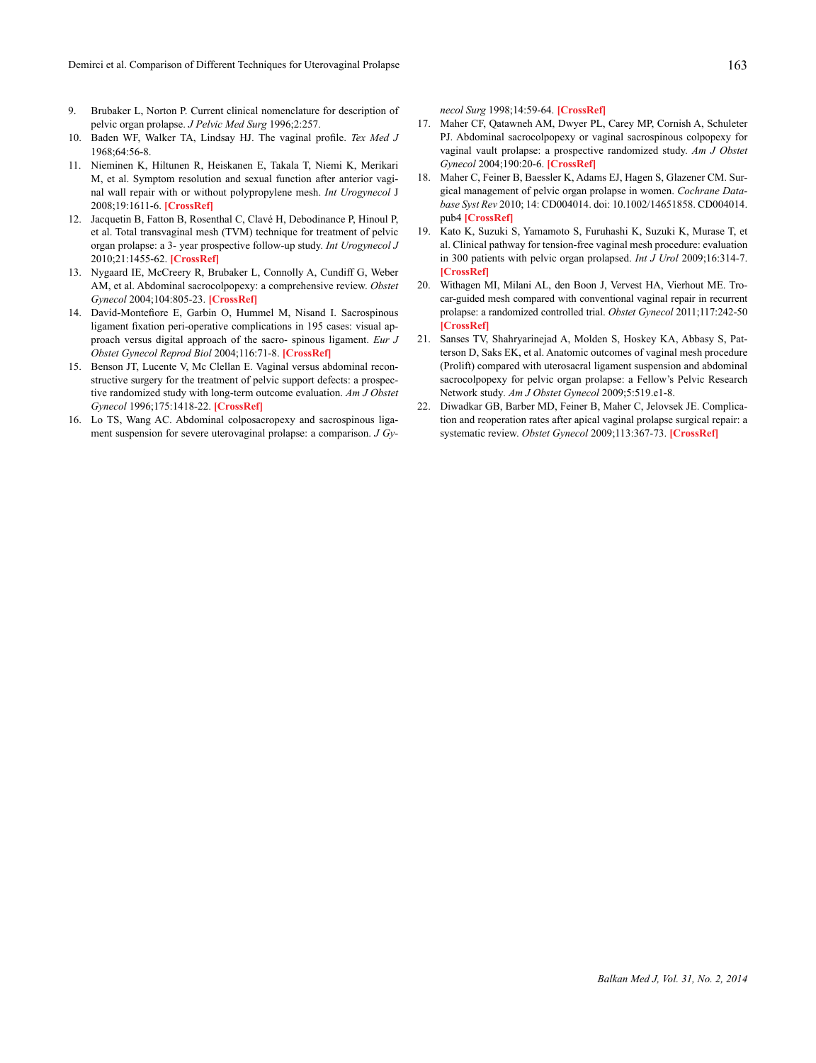9. Brubaker L, Norton P. Current clinical nomenclature for description of pelvic organ prolapse. *J Pelvic Med Surg* 1996;2:257.
10. Baden WF, Walker TA, Lindsay HJ. The vaginal profile. *Tex Med J* 1968;64:56-8.
11. Nieminen K, Hiltunen R, Heiskanen E, Takala T, Niemi K, Merikari M, et al. Symptom resolution and sexual function after anterior vaginal wall repair with or without polypropylene mesh. *Int Urogynecol* J 2008;19:1611-6. **[CrossRef]**
12. Jacquetin B, Fatton B, Rosenthal C, Clavé H, Debodinance P, Hinoul P, et al. Total transvaginal mesh (TVM) technique for treatment of pelvic organ prolapse: a 3- year prospective follow-up study. *Int Urogynecol J* 2010;21:1455-62. **[CrossRef]**
13. Nygaard IE, McCreery R, Brubaker L, Connolly A, Cundiff G, Weber AM, et al. Abdominal sacrocolpopexy: a comprehensive review. *Obstet Gynecol* 2004;104:805-23. **[CrossRef]**
14. David-Montefiore E, Garbin O, Hummel M, Nisand I. Sacrospinous ligament fixation peri-operative complications in 195 cases: visual approach versus digital approach of the sacro- spinous ligament. *Eur J Obstet Gynecol Reprod Biol* 2004;116:71-8. **[CrossRef]**
15. Benson JT, Lucente V, Mc Clellan E. Vaginal versus abdominal reconstructive surgery for the treatment of pelvic support defects: a prospective randomized study with long-term outcome evaluation. *Am J Obstet Gynecol* 1996;175:1418-22. **[CrossRef]**
16. Lo TS, Wang AC. Abdominal colposacropexy and sacrospinous ligament suspension for severe uterovaginal prolapse: a comparison. *J Gynecol Surg* 1998;14:59-64. **[CrossRef]**
17. Maher CF, Qatawneh AM, Dwyer PL, Carey MP, Cornish A, Schuleter PJ. Abdominal sacrocolpopexy or vaginal sacrospinous colpopexy for vaginal vault prolapse: a prospective randomized study. *Am J Obstet Gynecol* 2004;190:20-6. **[CrossRef]**
18. Maher C, Feiner B, Baessler K, Adams EJ, Hagen S, Glazener CM. Surgical management of pelvic organ prolapse in women. *Cochrane Database Syst Rev* 2010; 14: CD004014. doi: 10.1002/14651858. CD004014. pub4 **[CrossRef]**
19. Kato K, Suzuki S, Yamamoto S, Furuhashi K, Suzuki K, Murase T, et al. Clinical pathway for tension-free vaginal mesh procedure: evaluation in 300 patients with pelvic organ prolapsed. *Int J Urol* 2009;16:314-7. **[CrossRef]**
20. Withagen MI, Milani AL, den Boon J, Vervest HA, Vierhout ME. Trocar-guided mesh compared with conventional vaginal repair in recurrent prolapse: a randomized controlled trial. *Obstet Gynecol* 2011;117:242-50 **[CrossRef]**
21. Sanses TV, Shahryarinejad A, Molden S, Hoskey KA, Abbasy S, Patterson D, Saks EK, et al. Anatomic outcomes of vaginal mesh procedure (Prolift) compared with uterosacral ligament suspension and abdominal sacrocolpopexy for pelvic organ prolapse: a Fellow's Pelvic Research Network study. *Am J Obstet Gynecol* 2009;5:519.e1-8.
22. Diwadkar GB, Barber MD, Feiner B, Maher C, Jelovsek JE. Complication and reoperation rates after apical vaginal prolapse surgical repair: a systematic review. *Obstet Gynecol* 2009;113:367-73. **[CrossRef]**